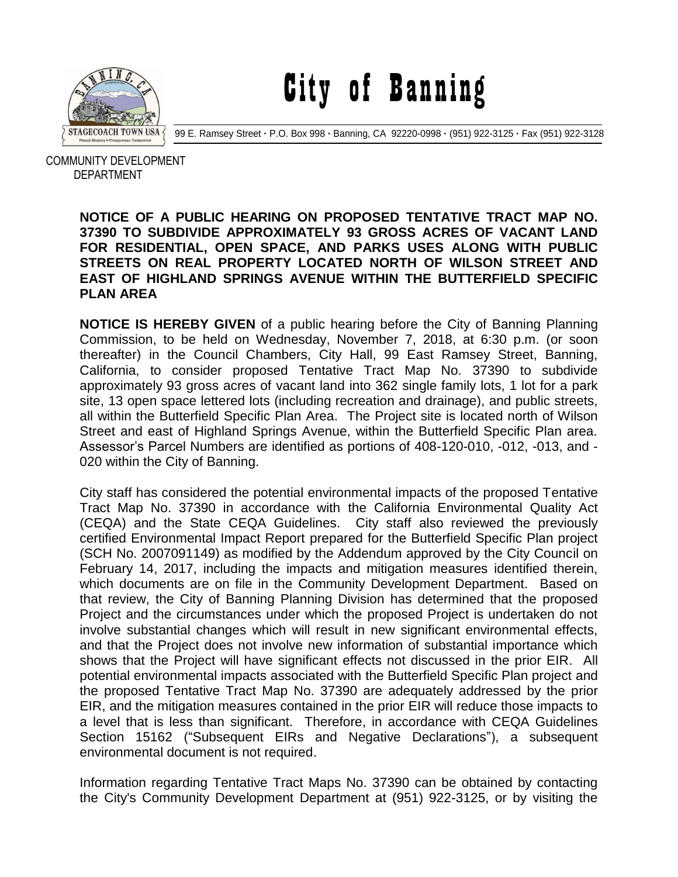# City of Banning

99 E. Ramsey Street · P.O. Box 998 · Banning, CA 92220-0998 · (951) 922-3125 · Fax (951) 922-3128

COMMUNITY DEVELOPMENT DEPARTMENT

**NOTICE OF A PUBLIC HEARING ON PROPOSED TENTATIVE TRACT MAP NO. 37390 TO SUBDIVIDE APPROXIMATELY 93 GROSS ACRES OF VACANT LAND FOR RESIDENTIAL, OPEN SPACE, AND PARKS USES ALONG WITH PUBLIC STREETS ON REAL PROPERTY LOCATED NORTH OF WILSON STREET AND EAST OF HIGHLAND SPRINGS AVENUE WITHIN THE BUTTERFIELD SPECIFIC PLAN AREA**

**NOTICE IS HEREBY GIVEN** of a public hearing before the City of Banning Planning Commission, to be held on Wednesday, November 7, 2018, at 6:30 p.m. (or soon thereafter) in the Council Chambers, City Hall, 99 East Ramsey Street, Banning, California, to consider proposed Tentative Tract Map No. 37390 to subdivide approximately 93 gross acres of vacant land into 362 single family lots, 1 lot for a park site, 13 open space lettered lots (including recreation and drainage), and public streets, all within the Butterfield Specific Plan Area. The Project site is located north of Wilson Street and east of Highland Springs Avenue, within the Butterfield Specific Plan area. Assessor's Parcel Numbers are identified as portions of 408-120-010, -012, -013, and -020 within the City of Banning.

City staff has considered the potential environmental impacts of the proposed Tentative Tract Map No. 37390 in accordance with the California Environmental Quality Act (CEQA) and the State CEQA Guidelines. City staff also reviewed the previously certified Environmental Impact Report prepared for the Butterfield Specific Plan project (SCH No. 2007091149) as modified by the Addendum approved by the City Council on February 14, 2017, including the impacts and mitigation measures identified therein, which documents are on file in the Community Development Department. Based on that review, the City of Banning Planning Division has determined that the proposed Project and the circumstances under which the proposed Project is undertaken do not involve substantial changes which will result in new significant environmental effects, and that the Project does not involve new information of substantial importance which shows that the Project will have significant effects not discussed in the prior EIR. All potential environmental impacts associated with the Butterfield Specific Plan project and the proposed Tentative Tract Map No. 37390 are adequately addressed by the prior EIR, and the mitigation measures contained in the prior EIR will reduce those impacts to a level that is less than significant. Therefore, in accordance with CEQA Guidelines Section 15162 ("Subsequent EIRs and Negative Declarations"), a subsequent environmental document is not required.

Information regarding Tentative Tract Maps No. 37390 can be obtained by contacting the City's Community Development Department at (951) 922-3125, or by visiting the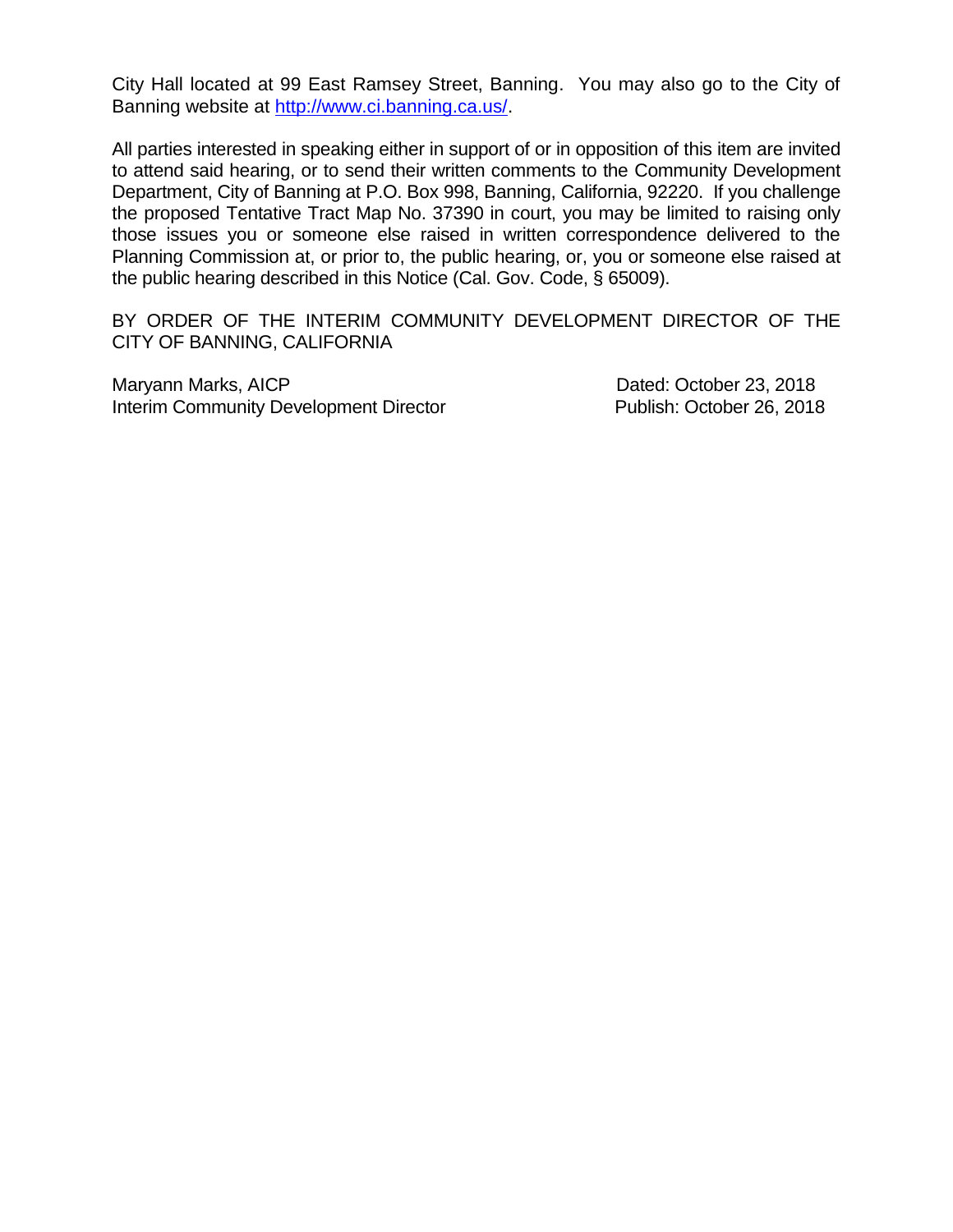City Hall located at 99 East Ramsey Street, Banning. You may also go to the City of Banning website at [http://www.ci.banning.ca.us/](http://www.ci.banning.ca.us/).

All parties interested in speaking either in support of or in opposition of this item are invited to attend said hearing, or to send their written comments to the Community Development Department, City of Banning at P.O. Box 998, Banning, California, 92220. If you challenge the proposed Tentative Tract Map No. 37390 in court, you may be limited to raising only those issues you or someone else raised in written correspondence delivered to the Planning Commission at, or prior to, the public hearing, or, you or someone else raised at the public hearing described in this Notice (Cal. Gov. Code, § 65009).

BY ORDER OF THE INTERIM COMMUNITY DEVELOPMENT DIRECTOR OF THE CITY OF BANNING, CALIFORNIA

Maryann Marks, AICP
Interim Community Development Director

Dated: October 23, 2018
Publish: October 26, 2018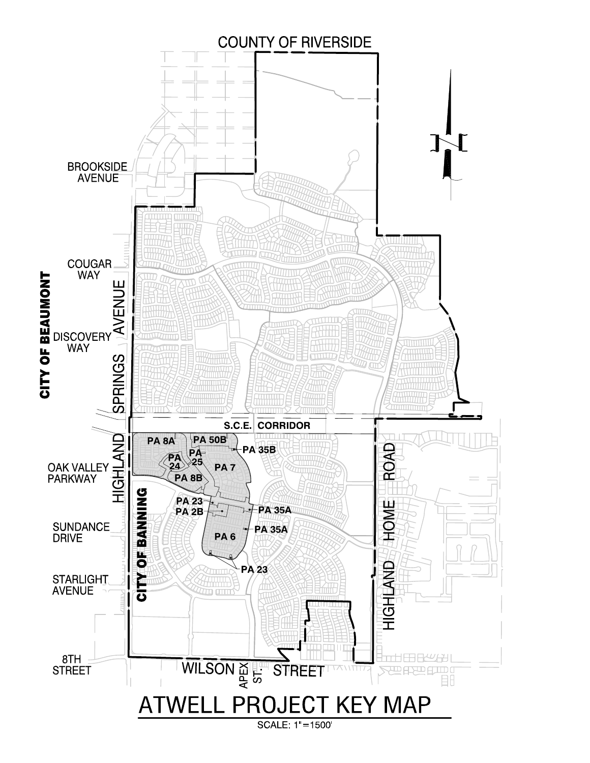COUNTY OF RIVERSIDE

BROOKSIDE AVENUE

COUGAR WAY

DISCOVERY WAY

CITY OF BEAUMONT

HIGHLAND SPRINGS AVENUE

S.C.E. CORRIDOR

PA 8A

PA 50B

PA 35B

PA 24

PA 25

PA 7

OAK VALLEY PARKWAY

PA 8B

PA 23

PA 2B

PA 35A

SUNDANCE DRIVE

PA 6

PA 35A

PA 23

CITY OF BANNING

STARLIGHT AVENUE

HIGHLAND HOME ROAD

8TH STREET

WILSON

APEX ST.

STREET

# ATWELL PROJECT KEY MAP

SCALE: 1"=1500'